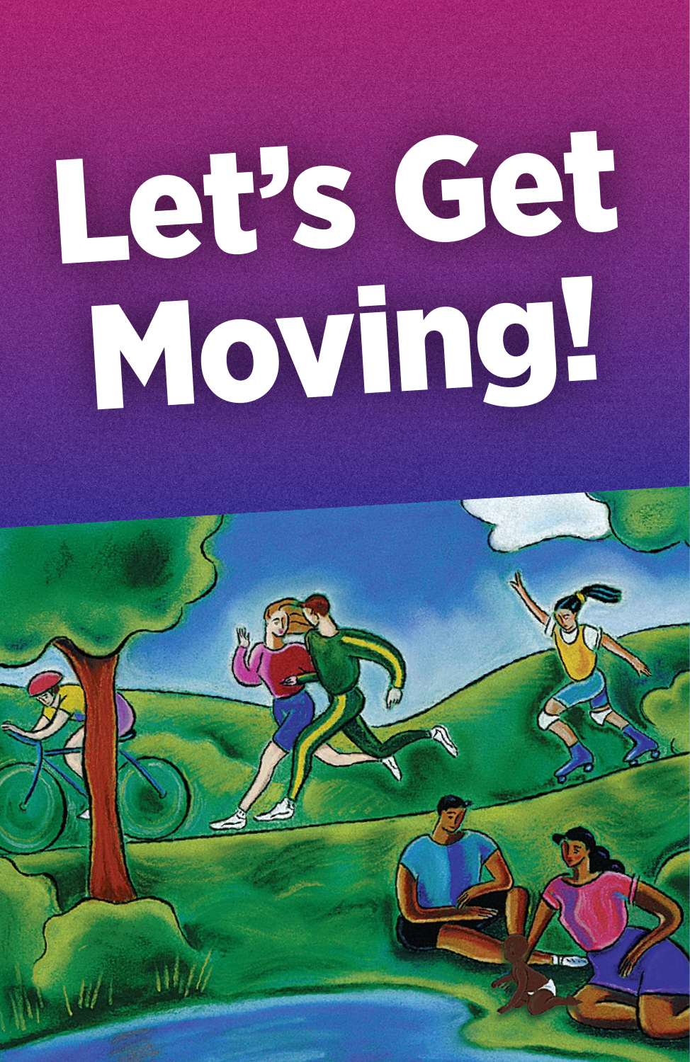# Let's Get Moving!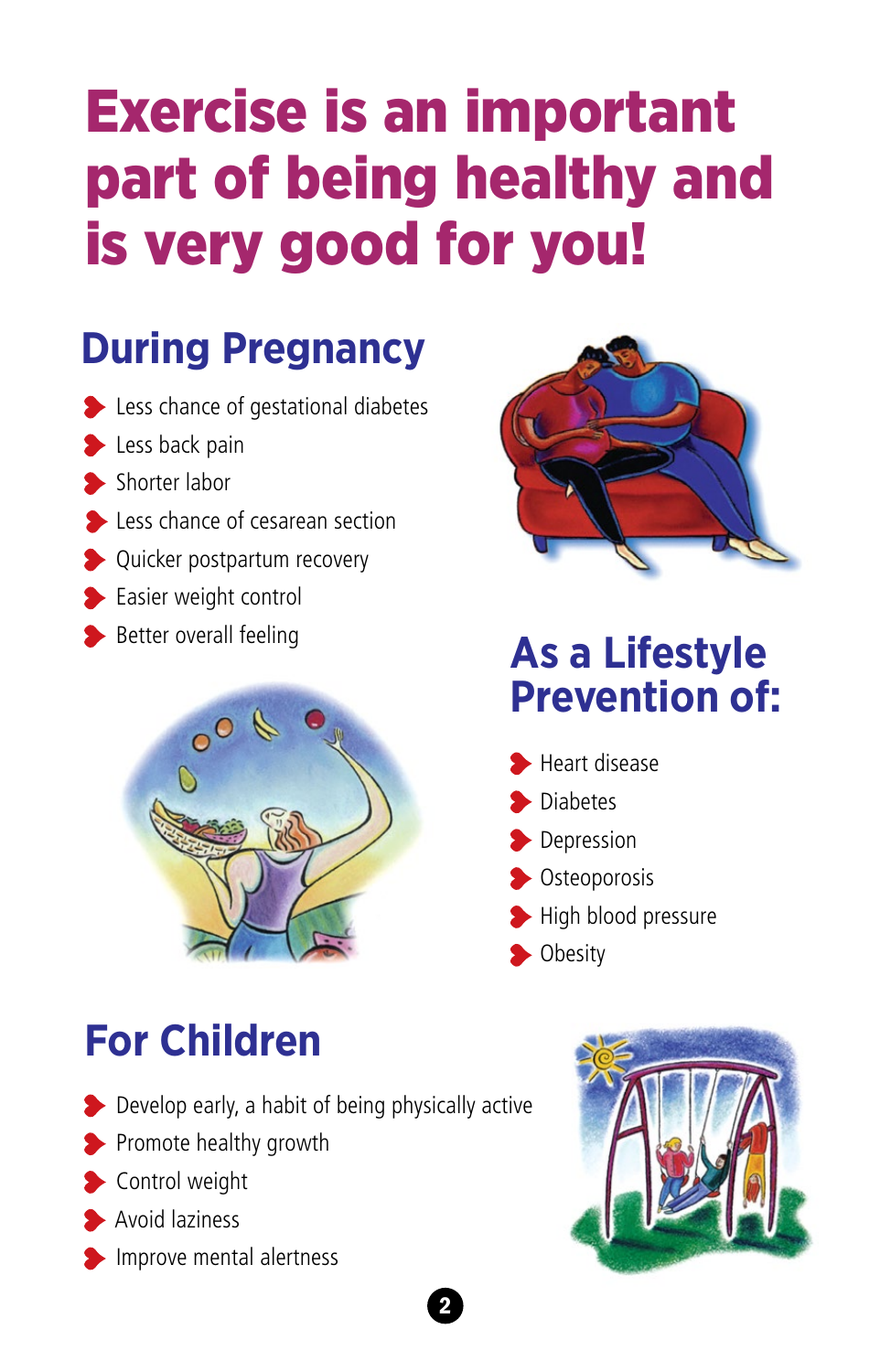# Exercise is an important part of being healthy and is very good for you!

## During Pregnancy

- Less chance of gestational diabetes
- Less back pain
- Shorter labor
- Less chance of cesarean section
- Quicker postpartum recovery
- Easier weight control
- Better overall feeling

## As a Lifestyle Prevention of:

- Heart disease
- Diabetes
- Depression
- Osteoporosis
- High blood pressure
- Obesity

## For Children

- Develop early, a habit of being physically active
- Promote healthy growth
- Control weight
- Avoid laziness
- Improve mental alertness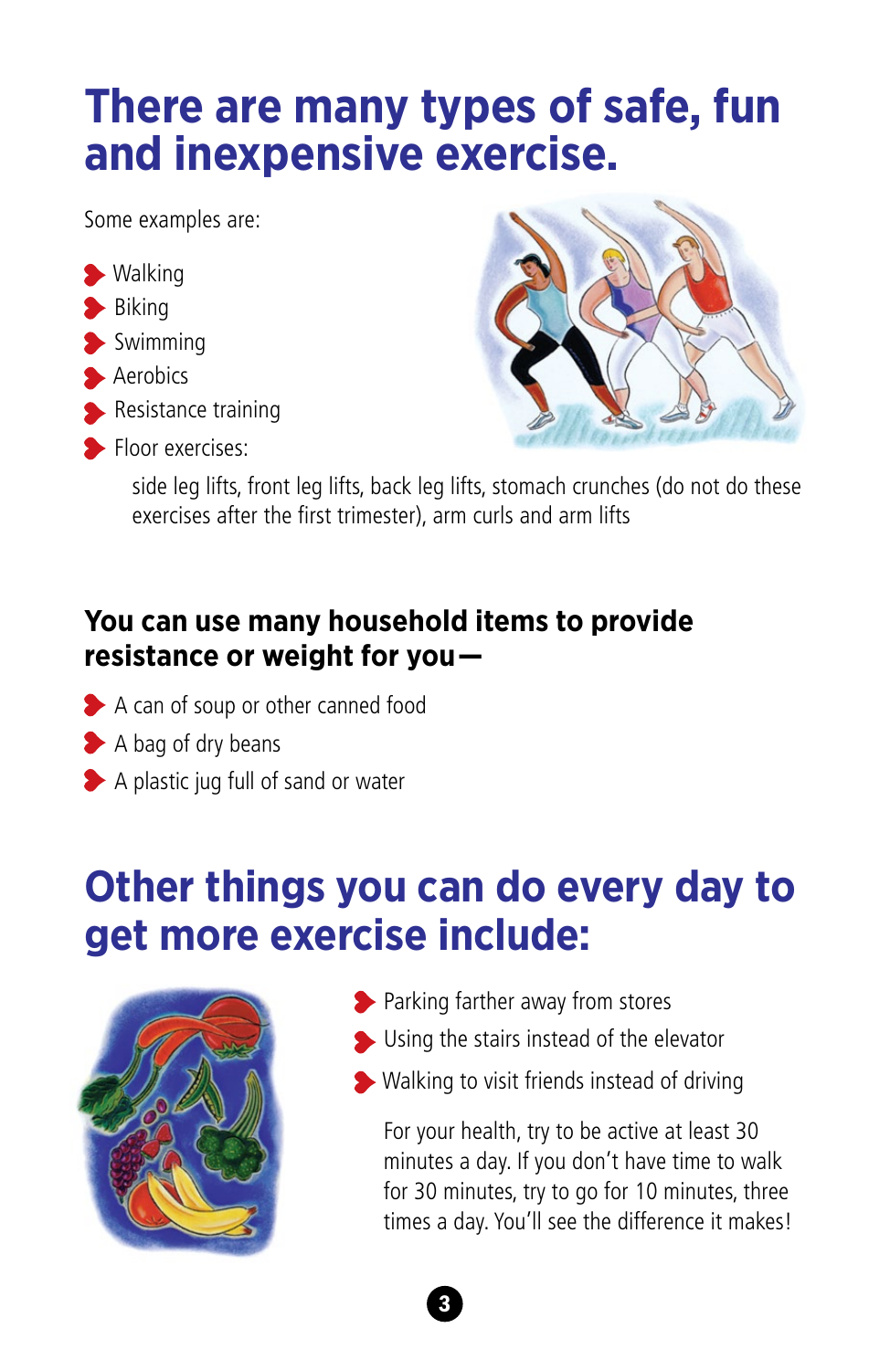# There are many types of safe, fun and inexpensive exercise.

Some examples are:

- Walking
- Biking
- Swimming
- Aerobics
- Resistance training
- Floor exercises:

  side leg lifts, front leg lifts, back leg lifts, stomach crunches (do not do these exercises after the first trimester), arm curls and arm lifts

### You can use many household items to provide resistance or weight for you—

- A can of soup or other canned food
- A bag of dry beans
- A plastic jug full of sand or water

# Other things you can do every day to get more exercise include:

- Parking farther away from stores
- Using the stairs instead of the elevator
- Walking to visit friends instead of driving

For your health, try to be active at least 30 minutes a day. If you don't have time to walk for 30 minutes, try to go for 10 minutes, three times a day. You'll see the difference it makes!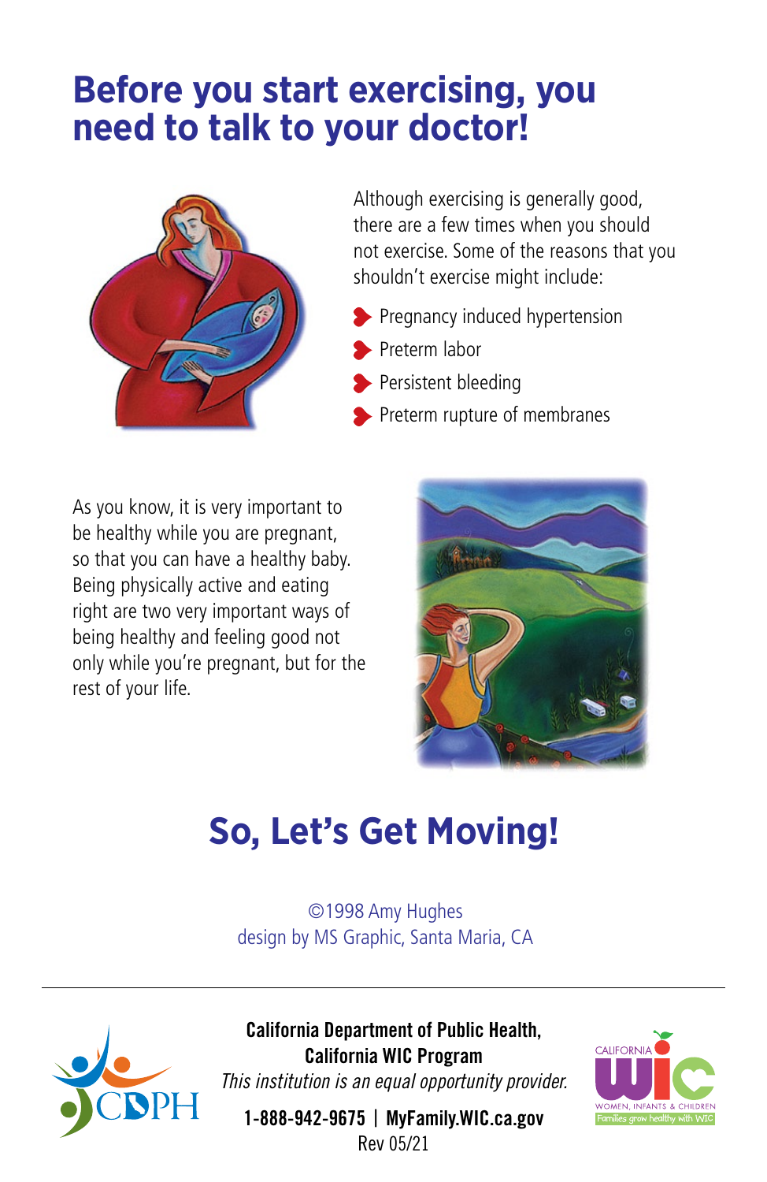# Before you start exercising, you need to talk to your doctor!

Although exercising is generally good, there are a few times when you should not exercise. Some of the reasons that you shouldn't exercise might include:

- Pregnancy induced hypertension
- Preterm labor
- Persistent bleeding
- Preterm rupture of membranes

As you know, it is very important to be healthy while you are pregnant, so that you can have a healthy baby. Being physically active and eating right are two very important ways of being healthy and feeling good not only while you're pregnant, but for the rest of your life.

## So, Let's Get Moving!

©1998 Amy Hughes
design by MS Graphic, Santa Maria, CA

**California Department of Public Health, California WIC Program**
*This institution is an equal opportunity provider.*

**1-888-942-9675 | MyFamily.WIC.ca.gov**
Rev 05/21